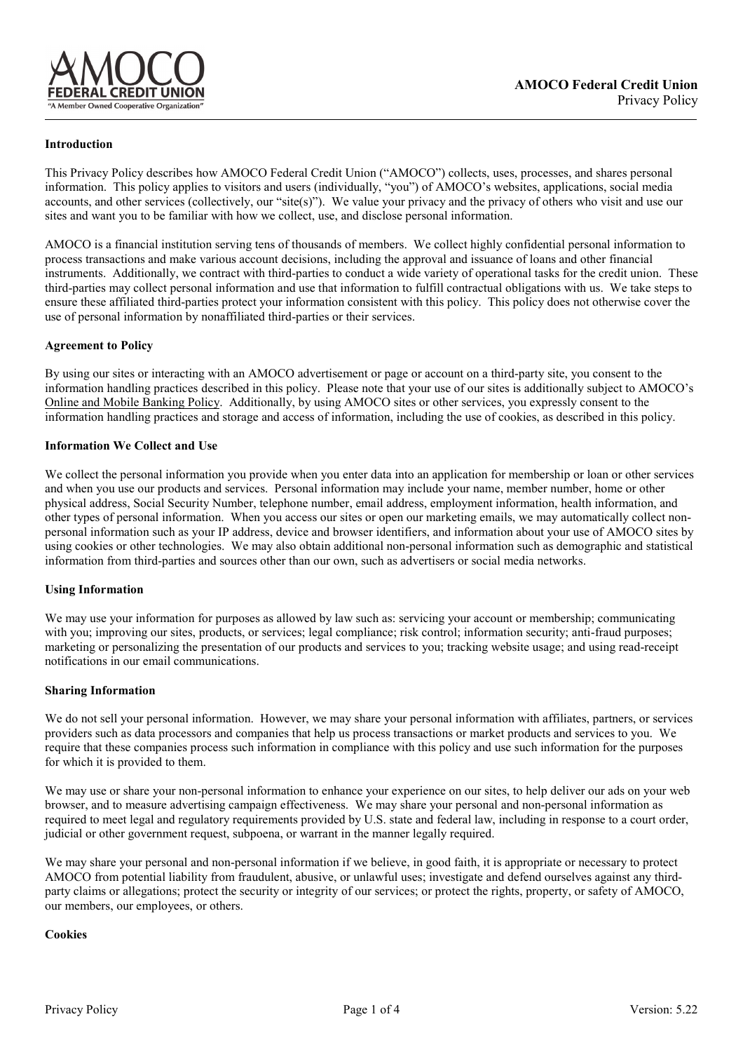# AMOCO Federal Credit Union

Privacy Policy

**Introduction**

This Privacy Policy describes how AMOCO Federal Credit Union ("AMOCO") collects, uses, processes, and shares personal information. This policy applies to visitors and users (individually, "you") of AMOCO's websites, applications, social media accounts, and other services (collectively, our "site(s)"). We value your privacy and the privacy of others who visit and use our sites and want you to be familiar with how we collect, use, and disclose personal information.

AMOCO is a financial institution serving tens of thousands of members. We collect highly confidential personal information to process transactions and make various account decisions, including the approval and issuance of loans and other financial instruments. Additionally, we contract with third-parties to conduct a wide variety of operational tasks for the credit union. These third-parties may collect personal information and use that information to fulfill contractual obligations with us. We take steps to ensure these affiliated third-parties protect your information consistent with this policy. This policy does not otherwise cover the use of personal information by nonaffiliated third-parties or their services.

**Agreement to Policy**

By using our sites or interacting with an AMOCO advertisement or page or account on a third-party site, you consent to the information handling practices described in this policy. Please note that your use of our sites is additionally subject to AMOCO's Online and Mobile Banking Policy. Additionally, by using AMOCO sites or other services, you expressly consent to the information handling practices and storage and access of information, including the use of cookies, as described in this policy.

**Information We Collect and Use**

We collect the personal information you provide when you enter data into an application for membership or loan or other services and when you use our products and services. Personal information may include your name, member number, home or other physical address, Social Security Number, telephone number, email address, employment information, health information, and other types of personal information. When you access our sites or open our marketing emails, we may automatically collect non-personal information such as your IP address, device and browser identifiers, and information about your use of AMOCO sites by using cookies or other technologies. We may also obtain additional non-personal information such as demographic and statistical information from third-parties and sources other than our own, such as advertisers or social media networks.

**Using Information**

We may use your information for purposes as allowed by law such as: servicing your account or membership; communicating with you; improving our sites, products, or services; legal compliance; risk control; information security; anti-fraud purposes; marketing or personalizing the presentation of our products and services to you; tracking website usage; and using read-receipt notifications in our email communications.

**Sharing Information**

We do not sell your personal information. However, we may share your personal information with affiliates, partners, or services providers such as data processors and companies that help us process transactions or market products and services to you. We require that these companies process such information in compliance with this policy and use such information for the purposes for which it is provided to them.

We may use or share your non-personal information to enhance your experience on our sites, to help deliver our ads on your web browser, and to measure advertising campaign effectiveness. We may share your personal and non-personal information as required to meet legal and regulatory requirements provided by U.S. state and federal law, including in response to a court order, judicial or other government request, subpoena, or warrant in the manner legally required.

We may share your personal and non-personal information if we believe, in good faith, it is appropriate or necessary to protect AMOCO from potential liability from fraudulent, abusive, or unlawful uses; investigate and defend ourselves against any third-party claims or allegations; protect the security or integrity of our services; or protect the rights, property, or safety of AMOCO, our members, our employees, or others.

**Cookies**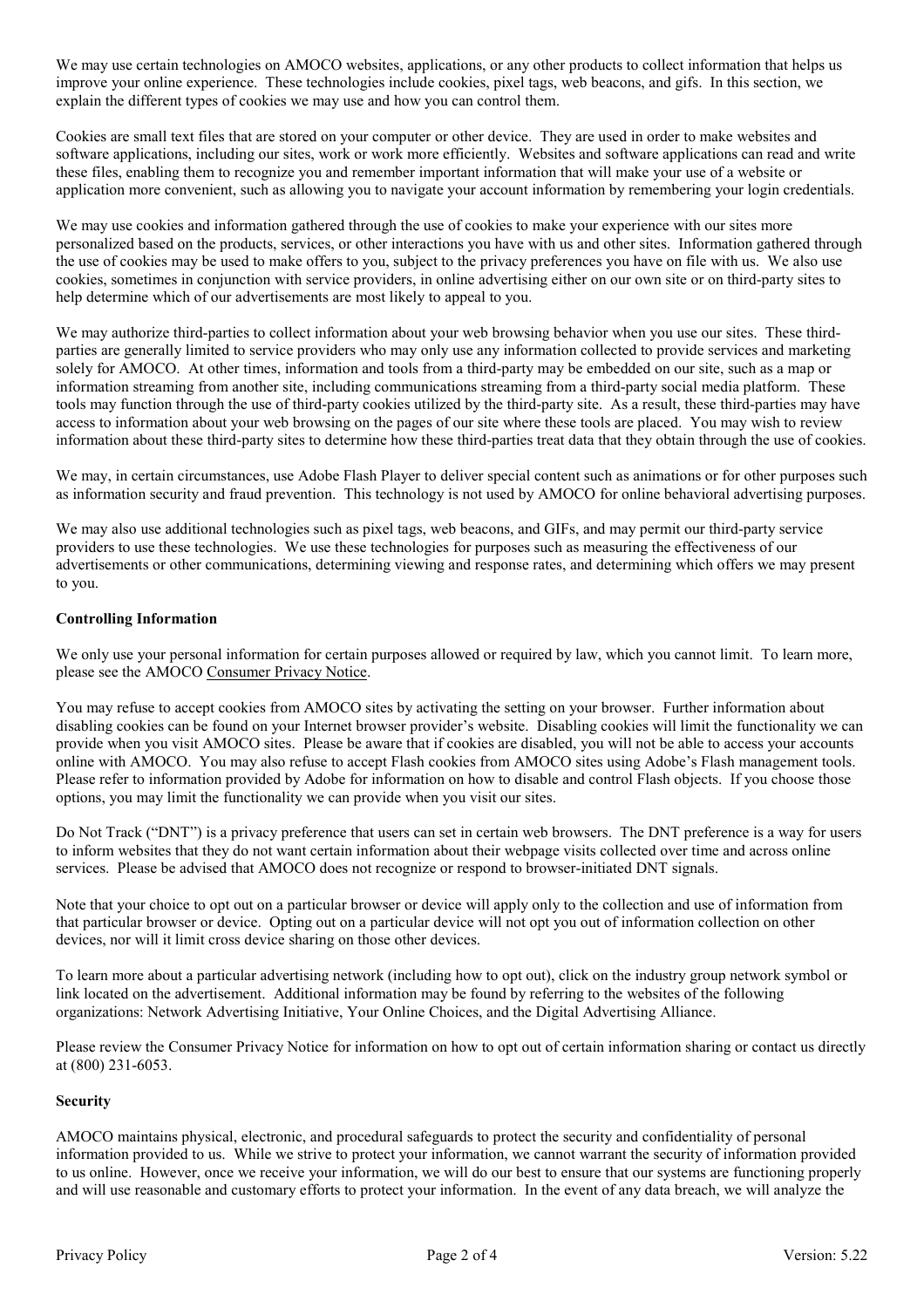We may use certain technologies on AMOCO websites, applications, or any other products to collect information that helps us improve your online experience. These technologies include cookies, pixel tags, web beacons, and gifs. In this section, we explain the different types of cookies we may use and how you can control them.

Cookies are small text files that are stored on your computer or other device. They are used in order to make websites and software applications, including our sites, work or work more efficiently. Websites and software applications can read and write these files, enabling them to recognize you and remember important information that will make your use of a website or application more convenient, such as allowing you to navigate your account information by remembering your login credentials.

We may use cookies and information gathered through the use of cookies to make your experience with our sites more personalized based on the products, services, or other interactions you have with us and other sites. Information gathered through the use of cookies may be used to make offers to you, subject to the privacy preferences you have on file with us. We also use cookies, sometimes in conjunction with service providers, in online advertising either on our own site or on third-party sites to help determine which of our advertisements are most likely to appeal to you.

We may authorize third-parties to collect information about your web browsing behavior when you use our sites. These third-parties are generally limited to service providers who may only use any information collected to provide services and marketing solely for AMOCO. At other times, information and tools from a third-party may be embedded on our site, such as a map or information streaming from another site, including communications streaming from a third-party social media platform. These tools may function through the use of third-party cookies utilized by the third-party site. As a result, these third-parties may have access to information about your web browsing on the pages of our site where these tools are placed. You may wish to review information about these third-party sites to determine how these third-parties treat data that they obtain through the use of cookies.

We may, in certain circumstances, use Adobe Flash Player to deliver special content such as animations or for other purposes such as information security and fraud prevention. This technology is not used by AMOCO for online behavioral advertising purposes.

We may also use additional technologies such as pixel tags, web beacons, and GIFs, and may permit our third-party service providers to use these technologies. We use these technologies for purposes such as measuring the effectiveness of our advertisements or other communications, determining viewing and response rates, and determining which offers we may present to you.

**Controlling Information**

We only use your personal information for certain purposes allowed or required by law, which you cannot limit. To learn more, please see the AMOCO Consumer Privacy Notice.

You may refuse to accept cookies from AMOCO sites by activating the setting on your browser. Further information about disabling cookies can be found on your Internet browser provider's website. Disabling cookies will limit the functionality we can provide when you visit AMOCO sites. Please be aware that if cookies are disabled, you will not be able to access your accounts online with AMOCO. You may also refuse to accept Flash cookies from AMOCO sites using Adobe's Flash management tools. Please refer to information provided by Adobe for information on how to disable and control Flash objects. If you choose those options, you may limit the functionality we can provide when you visit our sites.

Do Not Track ("DNT") is a privacy preference that users can set in certain web browsers. The DNT preference is a way for users to inform websites that they do not want certain information about their webpage visits collected over time and across online services. Please be advised that AMOCO does not recognize or respond to browser-initiated DNT signals.

Note that your choice to opt out on a particular browser or device will apply only to the collection and use of information from that particular browser or device. Opting out on a particular device will not opt you out of information collection on other devices, nor will it limit cross device sharing on those other devices.

To learn more about a particular advertising network (including how to opt out), click on the industry group network symbol or link located on the advertisement. Additional information may be found by referring to the websites of the following organizations: Network Advertising Initiative, Your Online Choices, and the Digital Advertising Alliance.

Please review the Consumer Privacy Notice for information on how to opt out of certain information sharing or contact us directly at (800) 231-6053.

**Security**

AMOCO maintains physical, electronic, and procedural safeguards to protect the security and confidentiality of personal information provided to us. While we strive to protect your information, we cannot warrant the security of information provided to us online. However, once we receive your information, we will do our best to ensure that our systems are functioning properly and will use reasonable and customary efforts to protect your information. In the event of any data breach, we will analyze the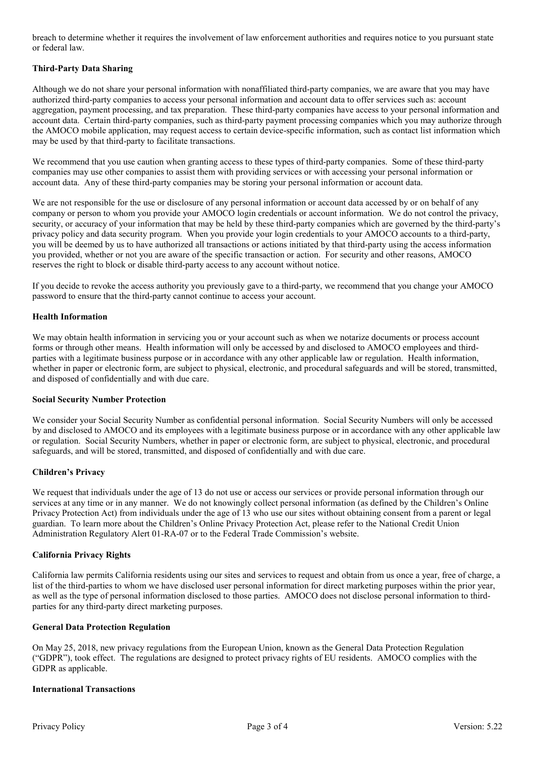breach to determine whether it requires the involvement of law enforcement authorities and requires notice to you pursuant state or federal law.

**Third-Party Data Sharing**

Although we do not share your personal information with nonaffiliated third-party companies, we are aware that you may have authorized third-party companies to access your personal information and account data to offer services such as: account aggregation, payment processing, and tax preparation. These third-party companies have access to your personal information and account data. Certain third-party companies, such as third-party payment processing companies which you may authorize through the AMOCO mobile application, may request access to certain device-specific information, such as contact list information which may be used by that third-party to facilitate transactions.

We recommend that you use caution when granting access to these types of third-party companies. Some of these third-party companies may use other companies to assist them with providing services or with accessing your personal information or account data. Any of these third-party companies may be storing your personal information or account data.

We are not responsible for the use or disclosure of any personal information or account data accessed by or on behalf of any company or person to whom you provide your AMOCO login credentials or account information. We do not control the privacy, security, or accuracy of your information that may be held by these third-party companies which are governed by the third-party's privacy policy and data security program. When you provide your login credentials to your AMOCO accounts to a third-party, you will be deemed by us to have authorized all transactions or actions initiated by that third-party using the access information you provided, whether or not you are aware of the specific transaction or action. For security and other reasons, AMOCO reserves the right to block or disable third-party access to any account without notice.

If you decide to revoke the access authority you previously gave to a third-party, we recommend that you change your AMOCO password to ensure that the third-party cannot continue to access your account.

**Health Information**

We may obtain health information in servicing you or your account such as when we notarize documents or process account forms or through other means. Health information will only be accessed by and disclosed to AMOCO employees and third-parties with a legitimate business purpose or in accordance with any other applicable law or regulation. Health information, whether in paper or electronic form, are subject to physical, electronic, and procedural safeguards and will be stored, transmitted, and disposed of confidentially and with due care.

**Social Security Number Protection**

We consider your Social Security Number as confidential personal information. Social Security Numbers will only be accessed by and disclosed to AMOCO and its employees with a legitimate business purpose or in accordance with any other applicable law or regulation. Social Security Numbers, whether in paper or electronic form, are subject to physical, electronic, and procedural safeguards, and will be stored, transmitted, and disposed of confidentially and with due care.

**Children's Privacy**

We request that individuals under the age of 13 do not use or access our services or provide personal information through our services at any time or in any manner. We do not knowingly collect personal information (as defined by the Children's Online Privacy Protection Act) from individuals under the age of 13 who use our sites without obtaining consent from a parent or legal guardian. To learn more about the Children's Online Privacy Protection Act, please refer to the National Credit Union Administration Regulatory Alert 01-RA-07 or to the Federal Trade Commission's website.

**California Privacy Rights**

California law permits California residents using our sites and services to request and obtain from us once a year, free of charge, a list of the third-parties to whom we have disclosed user personal information for direct marketing purposes within the prior year, as well as the type of personal information disclosed to those parties. AMOCO does not disclose personal information to third-parties for any third-party direct marketing purposes.

**General Data Protection Regulation**

On May 25, 2018, new privacy regulations from the European Union, known as the General Data Protection Regulation ("GDPR"), took effect. The regulations are designed to protect privacy rights of EU residents. AMOCO complies with the GDPR as applicable.

**International Transactions**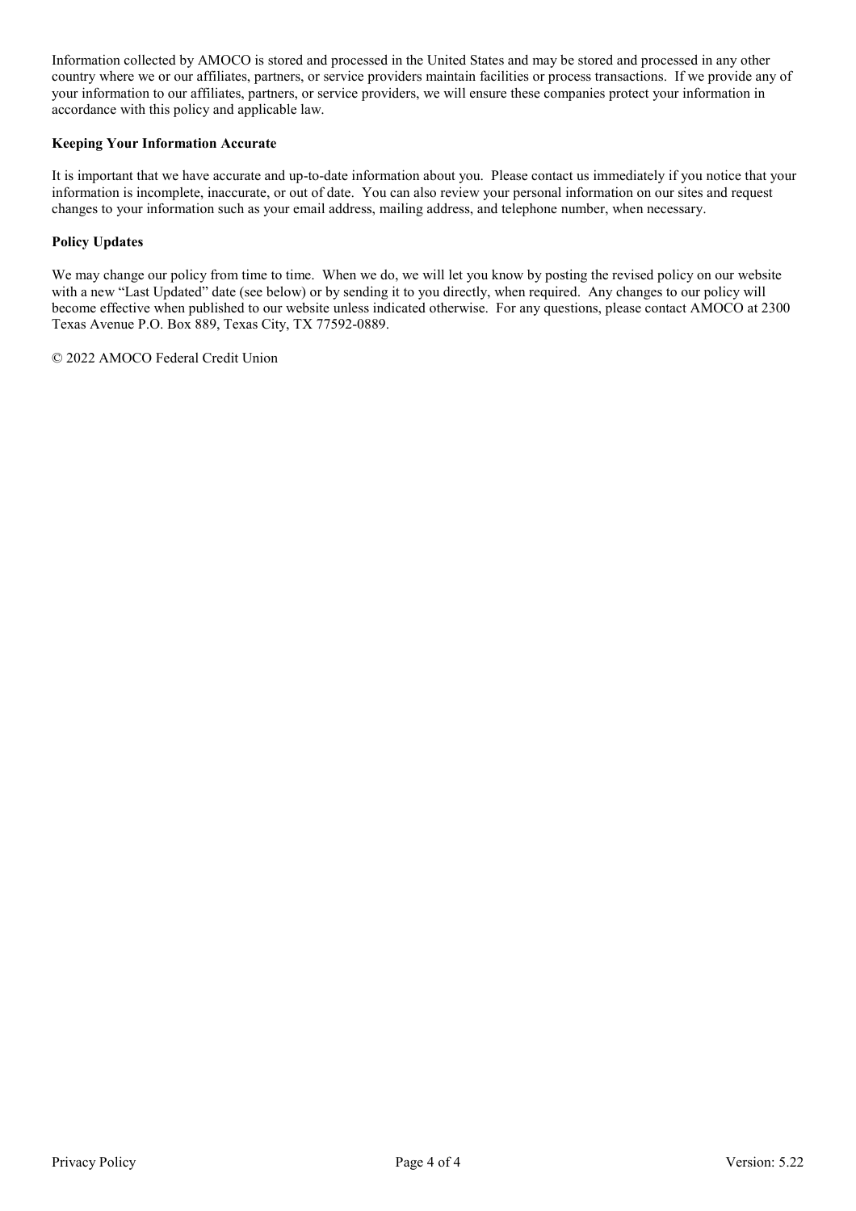Information collected by AMOCO is stored and processed in the United States and may be stored and processed in any other country where we or our affiliates, partners, or service providers maintain facilities or process transactions. If we provide any of your information to our affiliates, partners, or service providers, we will ensure these companies protect your information in accordance with this policy and applicable law.

**Keeping Your Information Accurate**

It is important that we have accurate and up-to-date information about you. Please contact us immediately if you notice that your information is incomplete, inaccurate, or out of date. You can also review your personal information on our sites and request changes to your information such as your email address, mailing address, and telephone number, when necessary.

**Policy Updates**

We may change our policy from time to time. When we do, we will let you know by posting the revised policy on our website with a new "Last Updated" date (see below) or by sending it to you directly, when required. Any changes to our policy will become effective when published to our website unless indicated otherwise. For any questions, please contact AMOCO at 2300 Texas Avenue P.O. Box 889, Texas City, TX 77592-0889.

© 2022 AMOCO Federal Credit Union